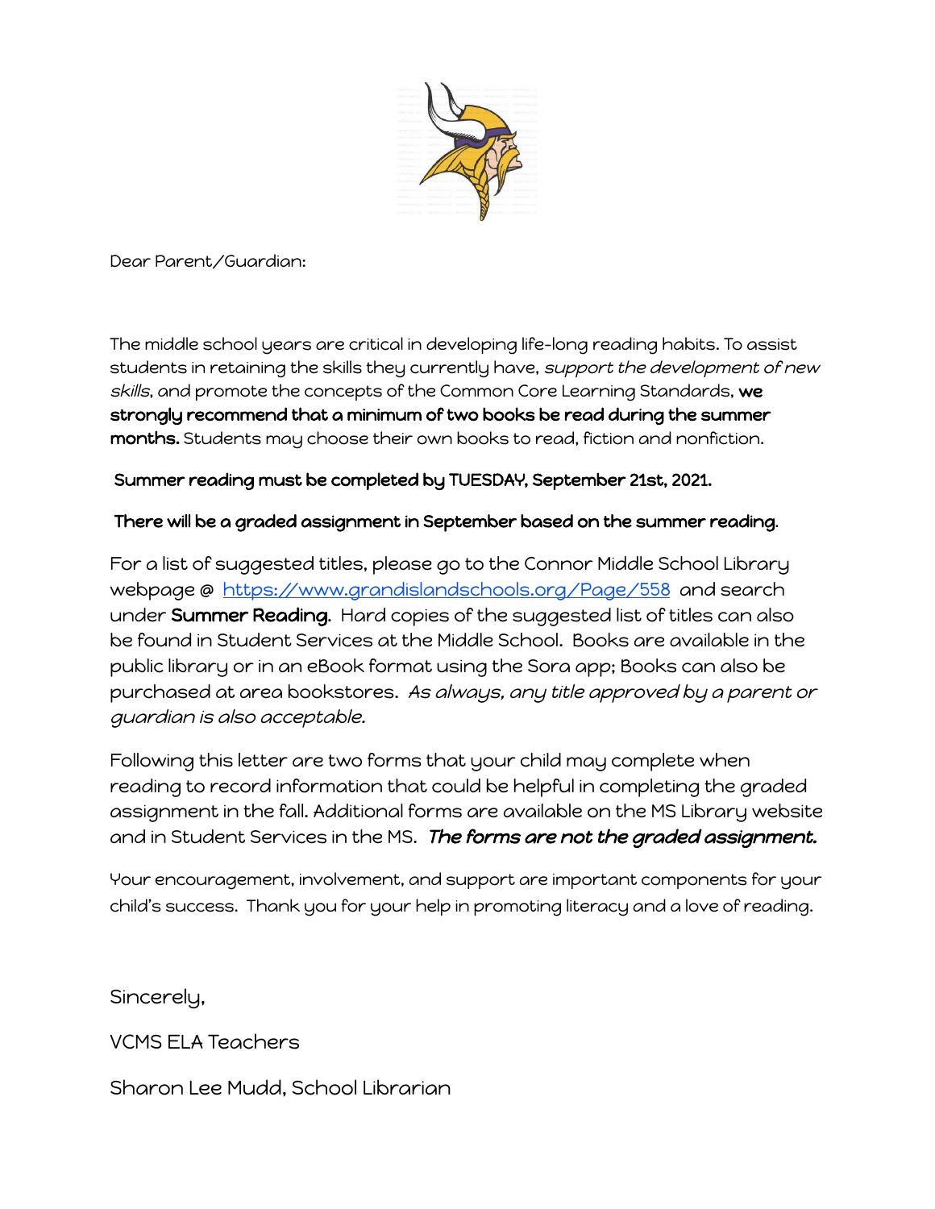Dear Parent/Guardian:

The middle school years are critical in developing life-long reading habits. To assist students in retaining the skills they currently have, *support the development of new skills*, and promote the concepts of the Common Core Learning Standards, **we strongly recommend that a minimum of two books be read during the summer months.** Students may choose their own books to read, fiction and nonfiction.

**Summer reading must be completed by TUESDAY, September 21st, 2021.**

**There will be a graded assignment in September based on the summer reading.**

For a list of suggested titles, please go to the Connor Middle School Library webpage @ [https://www.grandislandschools.org/Page/558](https://www.grandislandschools.org/Page/558) and search under **Summer Reading.** Hard copies of the suggested list of titles can also be found in Student Services at the Middle School. Books are available in the public library or in an eBook format using the Sora app; Books can also be purchased at area bookstores. *As always, any title approved by a parent or guardian is also acceptable.*

Following this letter are two forms that your child may complete when reading to record information that could be helpful in completing the graded assignment in the fall. Additional forms are available on the MS Library website and in Student Services in the MS. ***The forms are not the graded assignment.***

Your encouragement, involvement, and support are important components for your child's success. Thank you for your help in promoting literacy and a love of reading.

Sincerely,

VCMS ELA Teachers

Sharon Lee Mudd, School Librarian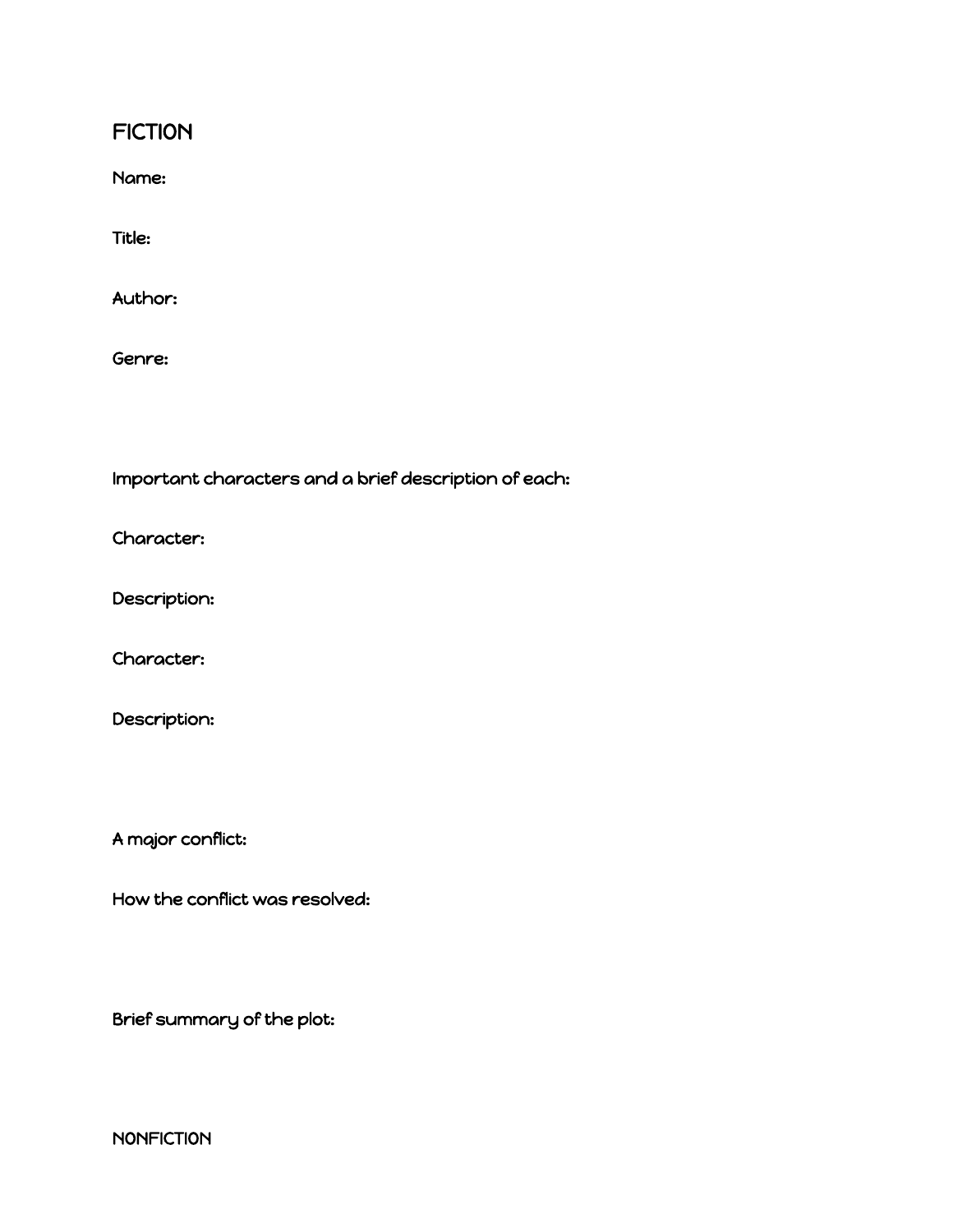## FICTION

Name:

Title:

Author:

Genre:

Important characters and a brief description of each:

Character:

Description:

Character:

Description:

A major conflict:

How the conflict was resolved:

Brief summary of the plot:

## NONFICTION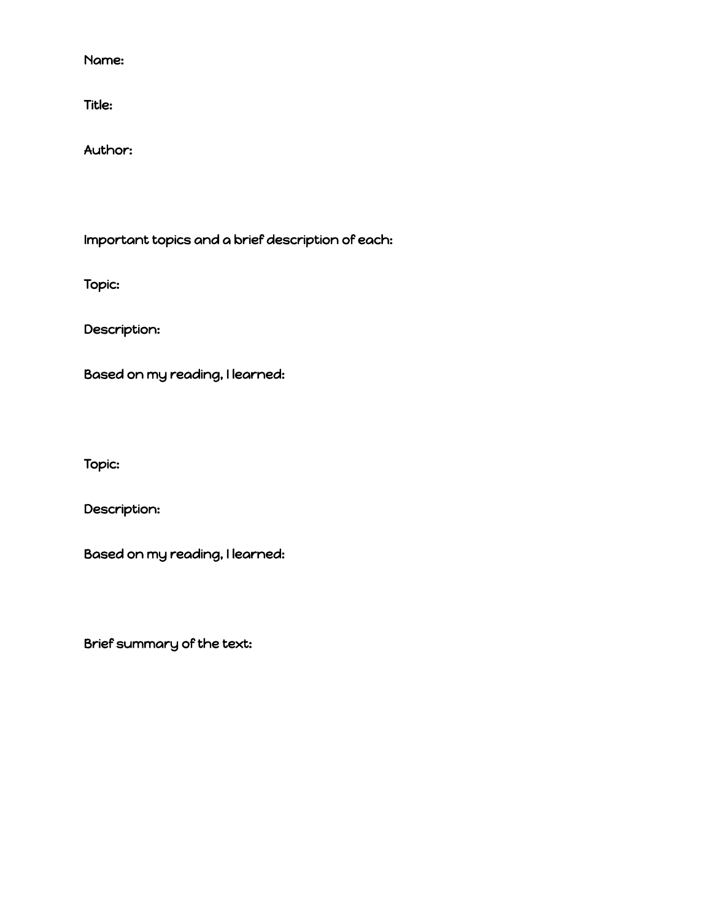Name:

Title:

Author:

Important topics and a brief description of each:

Topic:

Description:

Based on my reading, I learned:

Topic:

Description:

Based on my reading, I learned:

Brief summary of the text: